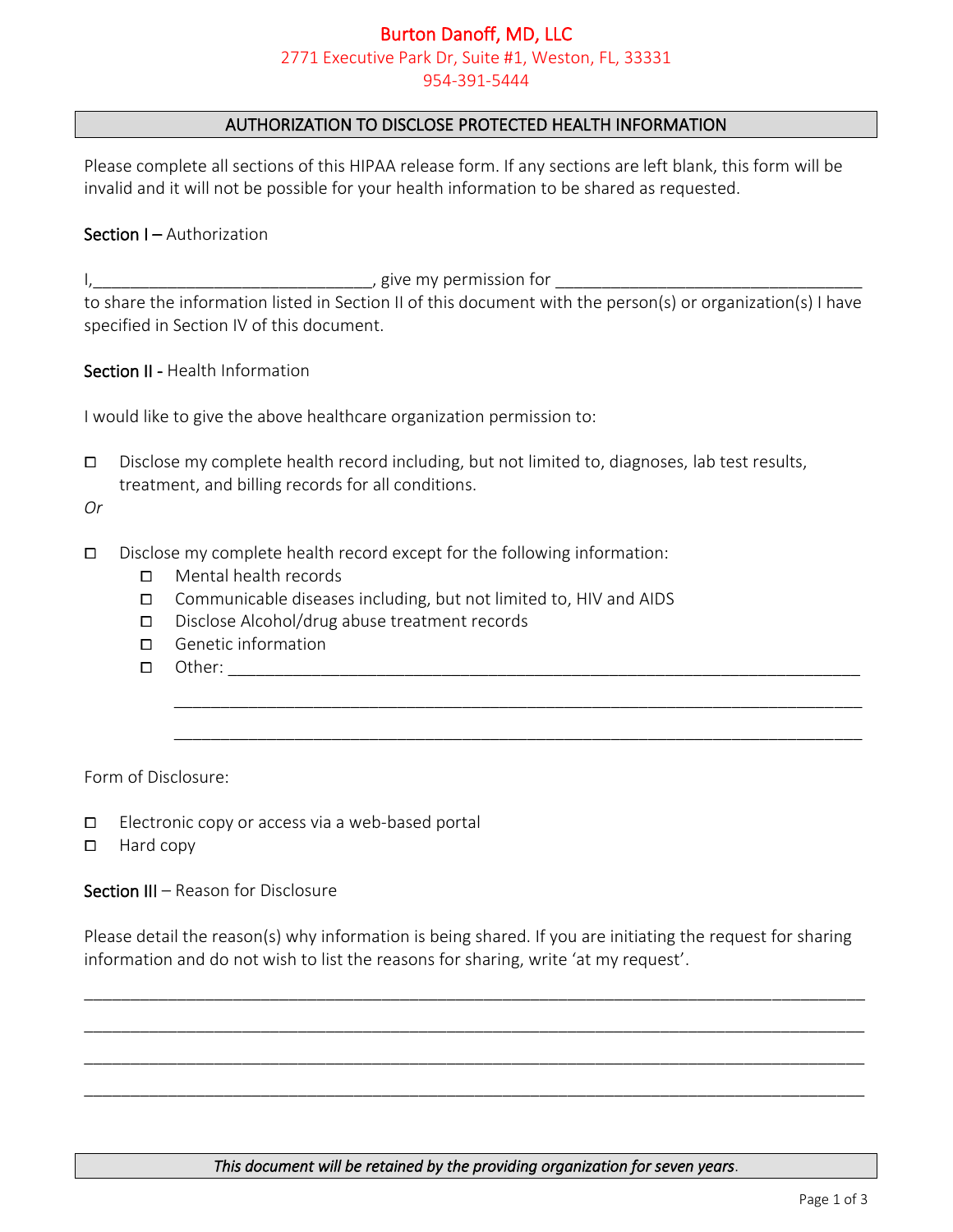# Burton Danoff, MD, LLC

2771 Executive Park Dr, Suite #1, Weston, FL, 33331

954-391-5444

## AUTHORIZATION TO DISCLOSE PROTECTED HEALTH INFORMATION

Please complete all sections of this HIPAA release form. If any sections are left blank, this form will be invalid and it will not be possible for your health information to be shared as requested.

**Section I** – Authorization

I,______________________________, give my permission for __________________________________ to share the information listed in Section II of this document with the person(s) or organization(s) I have specified in Section IV of this document.

**Section II** - Health Information

I would like to give the above healthcare organization permission to:

- ☐ Disclose my complete health record including, but not limited to, diagnoses, lab test results, treatment, and billing records for all conditions.

*Or*

- ☐ Disclose my complete health record except for the following information:
  - ☐ Mental health records
  - ☐ Communicable diseases including, but not limited to, HIV and AIDS
  - ☐ Disclose Alcohol/drug abuse treatment records
  - ☐ Genetic information
  - ☐ Other: ______________________________________________________________________

    ______________________________________________________________________________

    ______________________________________________________________________________

Form of Disclosure:

- ☐ Electronic copy or access via a web-based portal
- ☐ Hard copy

**Section III** – Reason for Disclosure

Please detail the reason(s) why information is being shared. If you are initiating the request for sharing information and do not wish to list the reasons for sharing, write 'at my request'.

______________________________________________________________________________________

______________________________________________________________________________________

______________________________________________________________________________________

______________________________________________________________________________________

***This document will be retained by the providing organization for seven years.***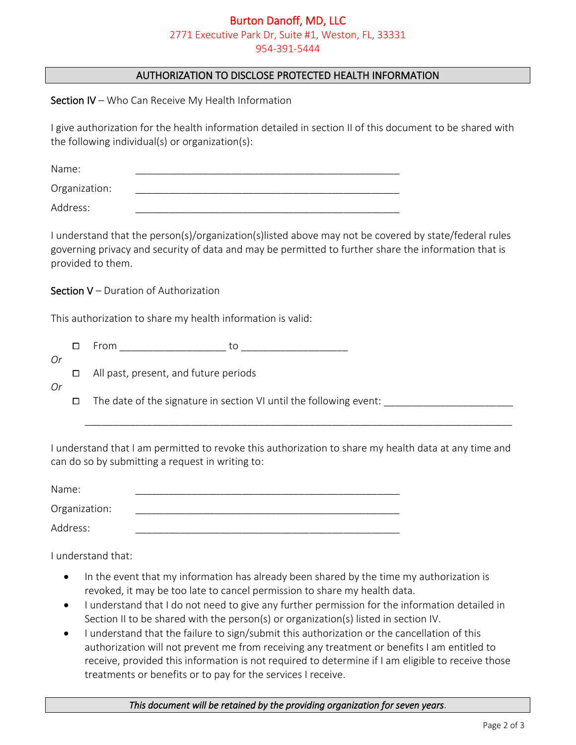**Burton Danoff, MD, LLC**
2771 Executive Park Dr, Suite #1, Weston, FL, 33331
954-391-5444

## AUTHORIZATION TO DISCLOSE PROTECTED HEALTH INFORMATION

**Section IV** – Who Can Receive My Health Information

I give authorization for the health information detailed in section II of this document to be shared with the following individual(s) or organization(s):

Name: ________________________________________________

Organization: ________________________________________________

Address: ________________________________________________

I understand that the person(s)/organization(s)listed above may not be covered by state/federal rules governing privacy and security of data and may be permitted to further share the information that is provided to them.

**Section V** – Duration of Authorization

This authorization to share my health information is valid:

- ☐ From ___________________ to ___________________

*Or*

- ☐ All past, present, and future periods

*Or*

- ☐ The date of the signature in section VI until the following event: _______________________
  ___________________________________________________________________________

I understand that I am permitted to revoke this authorization to share my health data at any time and can do so by submitting a request in writing to:

Name: ________________________________________________

Organization: ________________________________________________

Address: ________________________________________________

I understand that:

- In the event that my information has already been shared by the time my authorization is revoked, it may be too late to cancel permission to share my health data.
- I understand that I do not need to give any further permission for the information detailed in Section II to be shared with the person(s) or organization(s) listed in section IV.
- I understand that the failure to sign/submit this authorization or the cancellation of this authorization will not prevent me from receiving any treatment or benefits I am entitled to receive, provided this information is not required to determine if I am eligible to receive those treatments or benefits or to pay for the services I receive.

***This document will be retained by the providing organization for seven years.***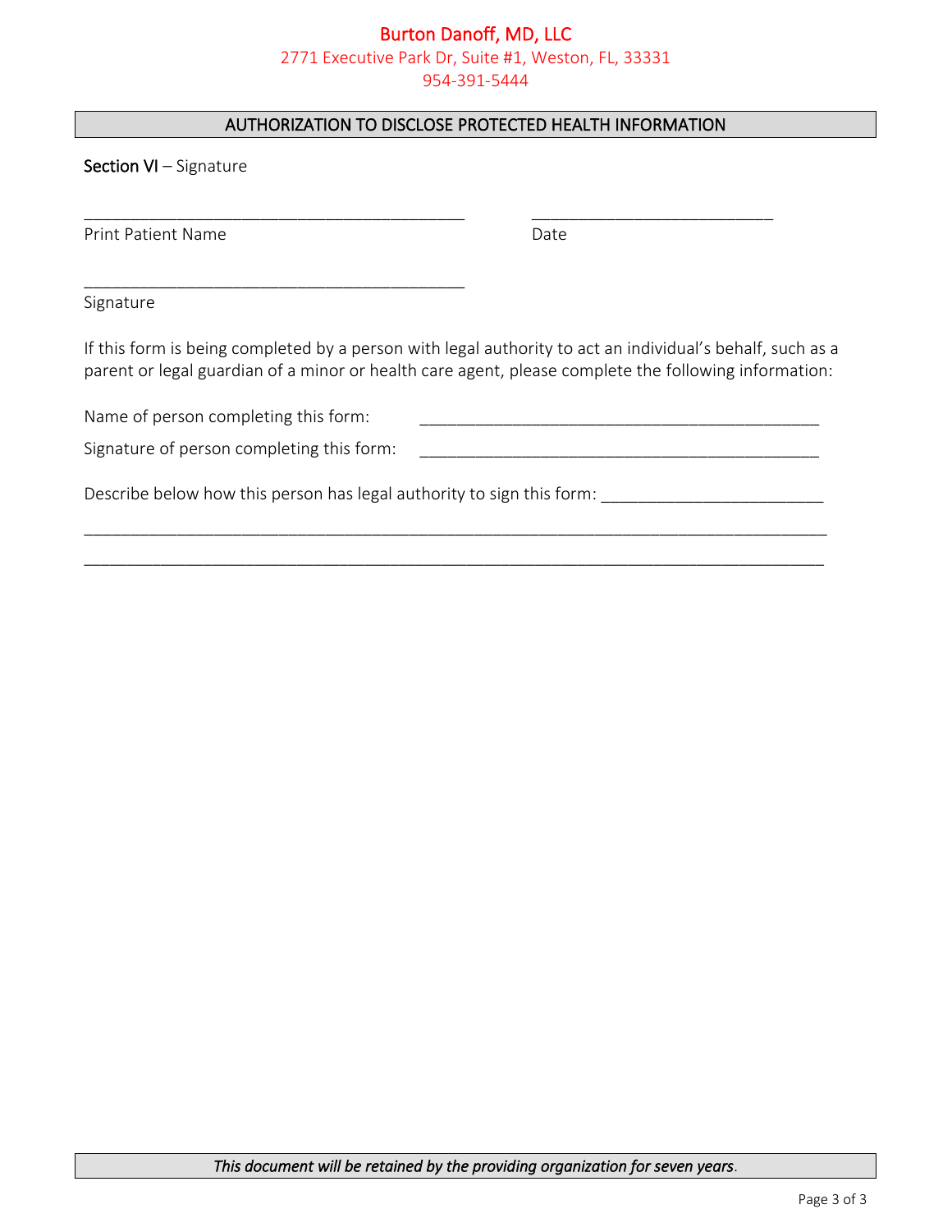Burton Danoff, MD, LLC

2771 Executive Park Dr, Suite #1, Weston, FL, 33331

954-391-5444

## AUTHORIZATION TO DISCLOSE PROTECTED HEALTH INFORMATION

**Section VI** – Signature

\_\_\_\_\_\_\_\_\_\_\_\_\_\_\_\_\_\_\_\_\_\_\_\_\_\_\_\_\_\_\_\_\_\_\_\_\_\_\_\_\_\_ \_\_\_\_\_\_\_\_\_\_\_\_\_\_\_\_\_\_\_\_\_\_\_\_\_\_\_

Print Patient Name Date

\_\_\_\_\_\_\_\_\_\_\_\_\_\_\_\_\_\_\_\_\_\_\_\_\_\_\_\_\_\_\_\_\_\_\_\_\_\_\_\_\_\_

Signature

If this form is being completed by a person with legal authority to act an individual's behalf, such as a parent or legal guardian of a minor or health care agent, please complete the following information:

Name of person completing this form: \_\_\_\_\_\_\_\_\_\_\_\_\_\_\_\_\_\_\_\_\_\_\_\_\_\_\_\_\_\_\_\_\_\_\_\_\_\_\_\_\_\_\_\_

Signature of person completing this form: \_\_\_\_\_\_\_\_\_\_\_\_\_\_\_\_\_\_\_\_\_\_\_\_\_\_\_\_\_\_\_\_\_\_\_\_\_\_\_\_\_\_\_\_

Describe below how this person has legal authority to sign this form: \_\_\_\_\_\_\_\_\_\_\_\_\_\_\_\_\_\_\_\_\_\_\_\_

\_\_\_\_\_\_\_\_\_\_\_\_\_\_\_\_\_\_\_\_\_\_\_\_\_\_\_\_\_\_\_\_\_\_\_\_\_\_\_\_\_\_\_\_\_\_\_\_\_\_\_\_\_\_\_\_\_\_\_\_\_\_\_\_\_\_\_\_\_\_\_\_\_\_\_\_\_\_\_\_\_\_\_

\_\_\_\_\_\_\_\_\_\_\_\_\_\_\_\_\_\_\_\_\_\_\_\_\_\_\_\_\_\_\_\_\_\_\_\_\_\_\_\_\_\_\_\_\_\_\_\_\_\_\_\_\_\_\_\_\_\_\_\_\_\_\_\_\_\_\_\_\_\_\_\_\_\_\_\_\_\_\_\_\_\_\_

***This document will be retained by the providing organization for seven years*.**